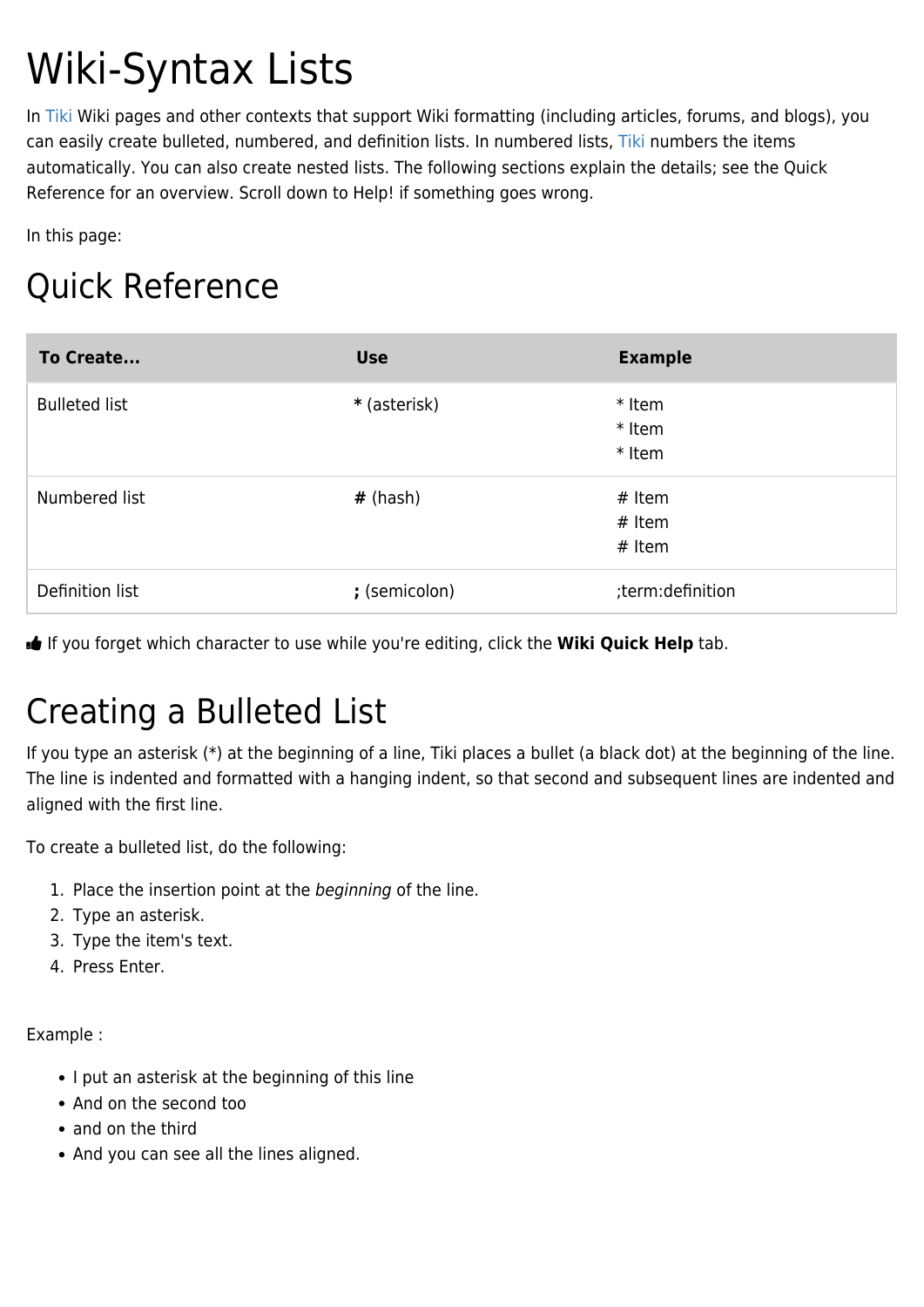# Wiki-Syntax Lists

In Tiki Wiki pages and other contexts that support Wiki formatting (including articles, forums, and blogs), you can easily create bulleted, numbered, and definition lists. In numbered lists, Tiki numbers the items automatically. You can also create nested lists. The following sections explain the details; see the Quick Reference for an overview. Scroll down to Help! if something goes wrong.

In this page:

## Quick Reference

| To Create... | Use | Example |
| --- | --- | --- |
| Bulleted list | **\*** (asterisk) | * Item<br>* Item<br>* Item |
| Numbered list | **#** (hash) | # Item<br># Item<br># Item |
| Definition list | **;** (semicolon) | ;term:definition |

If you forget which character to use while you're editing, click the **Wiki Quick Help** tab.

## Creating a Bulleted List

If you type an asterisk (*) at the beginning of a line, Tiki places a bullet (a black dot) at the beginning of the line. The line is indented and formatted with a hanging indent, so that second and subsequent lines are indented and aligned with the first line.

To create a bulleted list, do the following:

1. Place the insertion point at the *beginning* of the line.
2. Type an asterisk.
3. Type the item's text.
4. Press Enter.

Example :

- I put an asterisk at the beginning of this line
- And on the second too
- and on the third
- And you can see all the lines aligned.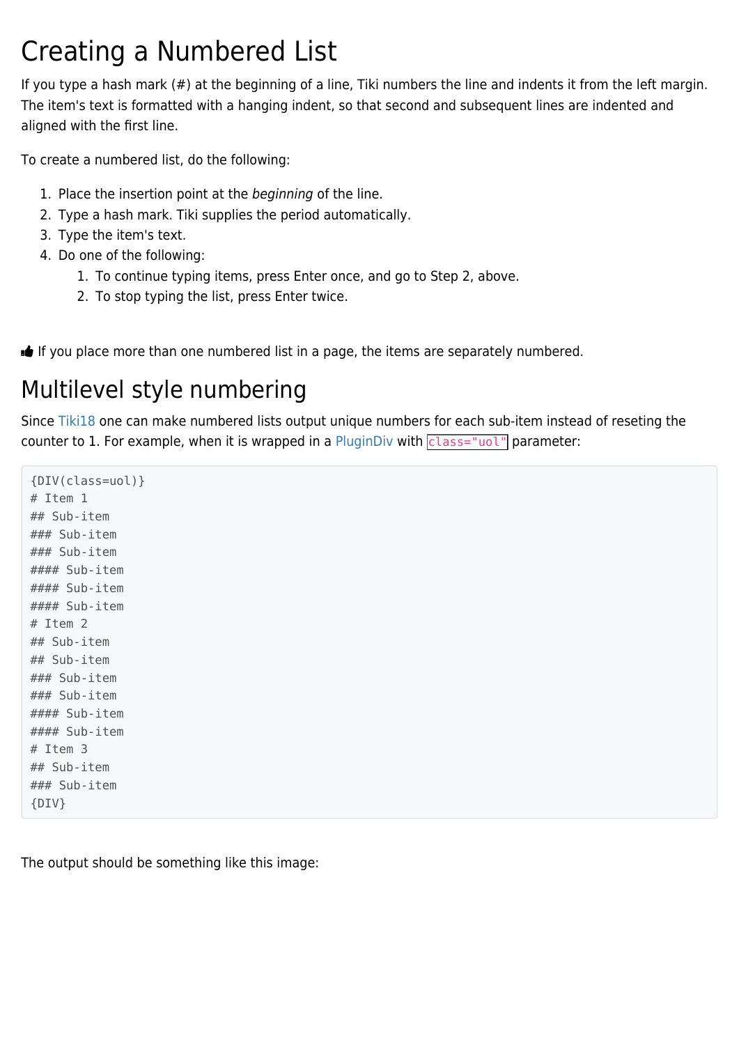# Creating a Numbered List

If you type a hash mark (#) at the beginning of a line, Tiki numbers the line and indents it from the left margin. The item's text is formatted with a hanging indent, so that second and subsequent lines are indented and aligned with the first line.

To create a numbered list, do the following:

1. Place the insertion point at the *beginning* of the line.
2. Type a hash mark. Tiki supplies the period automatically.
3. Type the item's text.
4. Do one of the following:
    1. To continue typing items, press Enter once, and go to Step 2, above.
    2. To stop typing the list, press Enter twice.

If you place more than one numbered list in a page, the items are separately numbered.

# Multilevel style numbering

Since Tiki18 one can make numbered lists output unique numbers for each sub-item instead of reseting the counter to 1. For example, when it is wrapped in a PluginDiv with `class="uol"` parameter:

```
{DIV(class=uol)}
# Item 1
## Sub-item
### Sub-item
### Sub-item
#### Sub-item
#### Sub-item
#### Sub-item
# Item 2
## Sub-item
## Sub-item
### Sub-item
### Sub-item
#### Sub-item
#### Sub-item
# Item 3
## Sub-item
### Sub-item
{DIV}
```

The output should be something like this image: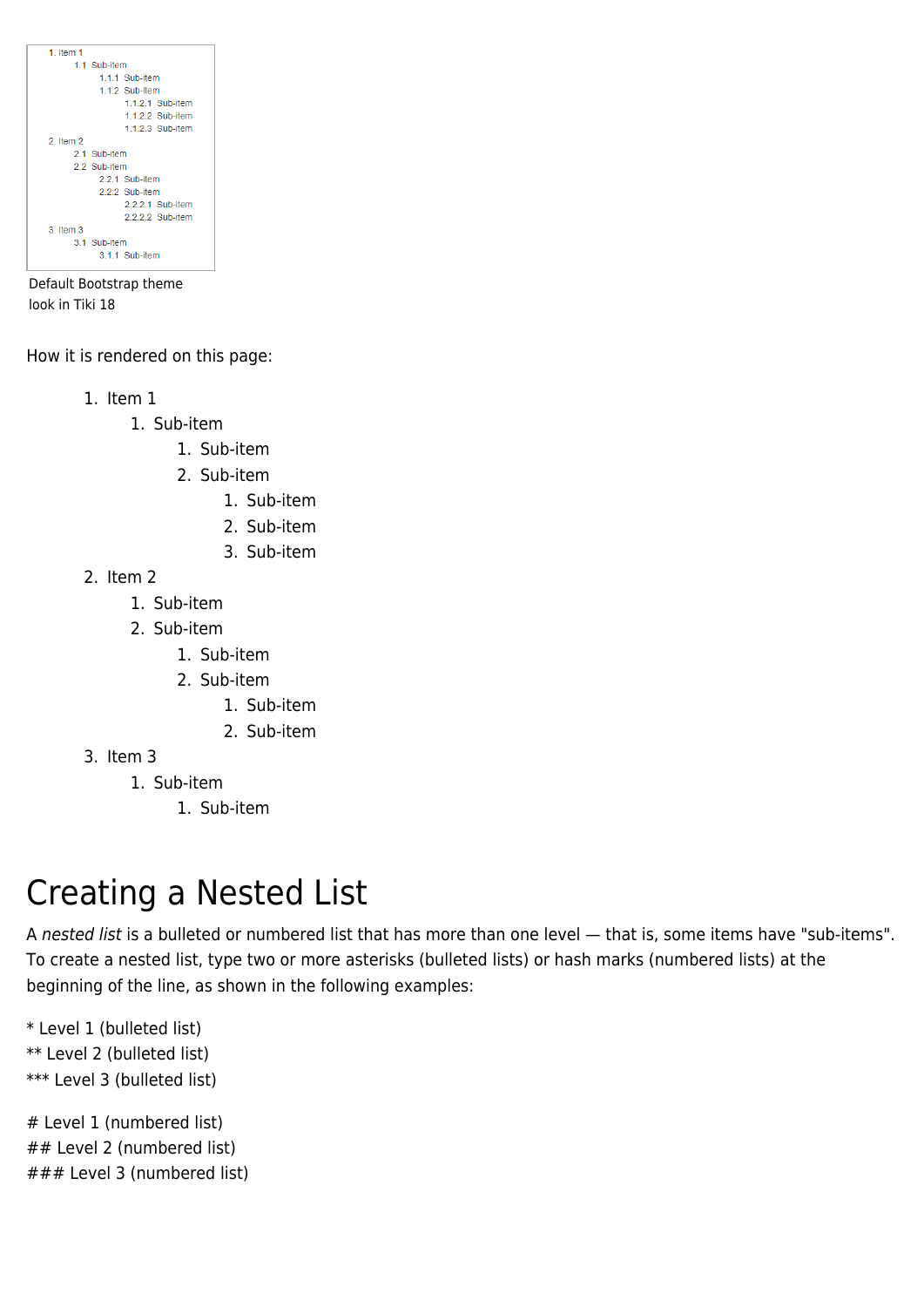1. Item 1
    1.1 Sub-item
        1.1.1 Sub-item
        1.1.2 Sub-item
            1.1.2.1 Sub-item
            1.1.2.2 Sub-item
            1.1.2.3 Sub-item
2. Item 2
    2.1 Sub-item
    2.2 Sub-item
        2.2.1 Sub-item
        2.2.2 Sub-item
            2.2.2.1 Sub-item
            2.2.2.2 Sub-item
3. Item 3
    3.1 Sub-item
        3.1.1 Sub-item

Default Bootstrap theme look in Tiki 18

How it is rendered on this page:

1. Item 1
    1. Sub-item
        1. Sub-item
        2. Sub-item
            1. Sub-item
            2. Sub-item
            3. Sub-item
2. Item 2
    1. Sub-item
    2. Sub-item
        1. Sub-item
        2. Sub-item
            1. Sub-item
            2. Sub-item
3. Item 3
    1. Sub-item
        1. Sub-item

# Creating a Nested List

A *nested list* is a bulleted or numbered list that has more than one level — that is, some items have "sub-items". To create a nested list, type two or more asterisks (bulleted lists) or hash marks (numbered lists) at the beginning of the line, as shown in the following examples:

```
* Level 1 (bulleted list)
** Level 2 (bulleted list)
*** Level 3 (bulleted list)
```

```
# Level 1 (numbered list)
## Level 2 (numbered list)
### Level 3 (numbered list)
```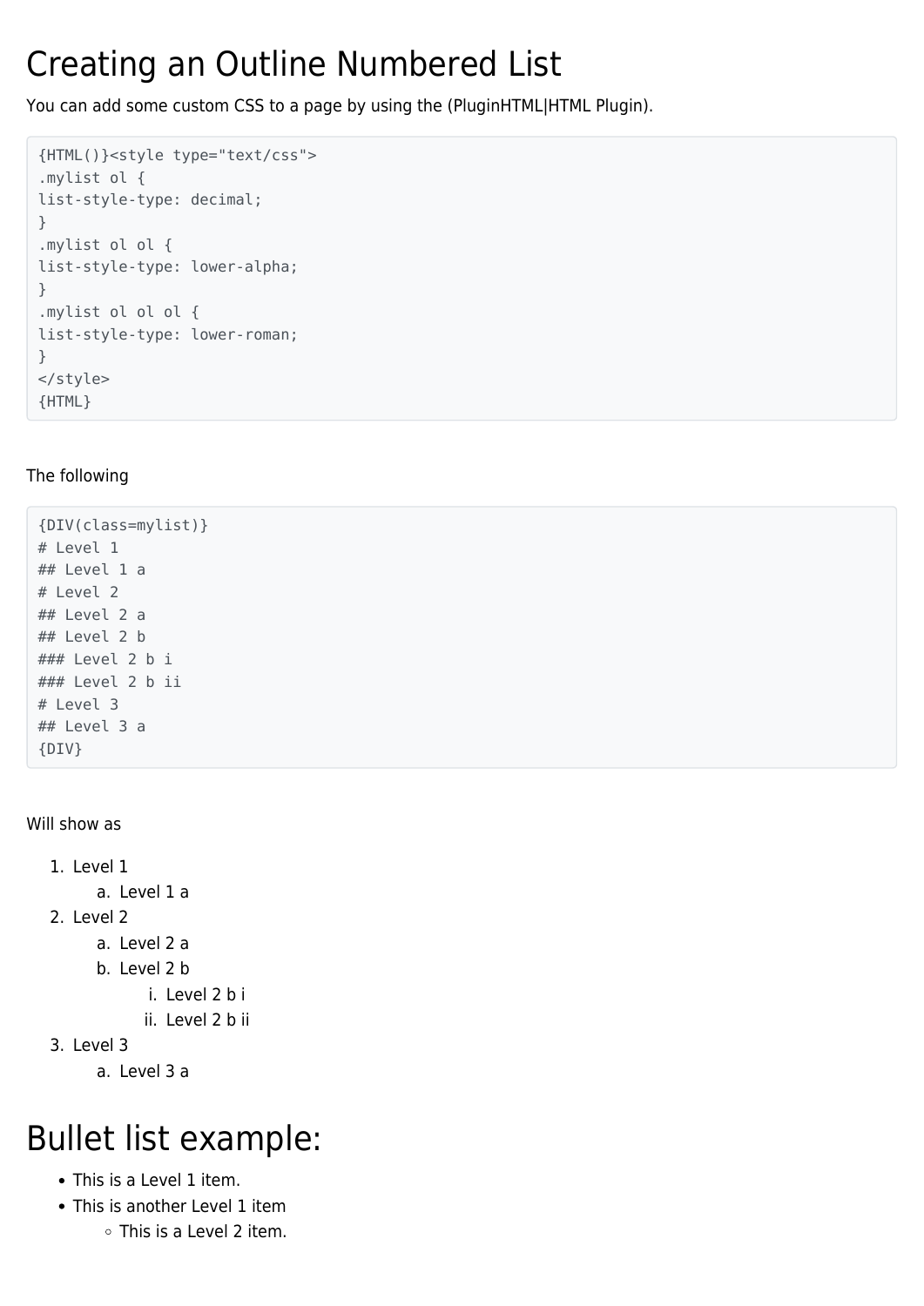# Creating an Outline Numbered List

You can add some custom CSS to a page by using the (PluginHTML|HTML Plugin).

```
{HTML()}<style type="text/css">
.mylist ol {
list-style-type: decimal;
}
.mylist ol ol {
list-style-type: lower-alpha;
}
.mylist ol ol ol {
list-style-type: lower-roman;
}
</style>
{HTML}
```

The following

```
{DIV(class=mylist)}
# Level 1
## Level 1 a
# Level 2
## Level 2 a
## Level 2 b
### Level 2 b i
### Level 2 b ii
# Level 3
## Level 3 a
{DIV}
```

Will show as

1. Level 1
    a. Level 1 a
2. Level 2
    a. Level 2 a
    b. Level 2 b
        i. Level 2 b i
        ii. Level 2 b ii
3. Level 3
    a. Level 3 a

# Bullet list example:

- This is a Level 1 item.
- This is another Level 1 item
    - This is a Level 2 item.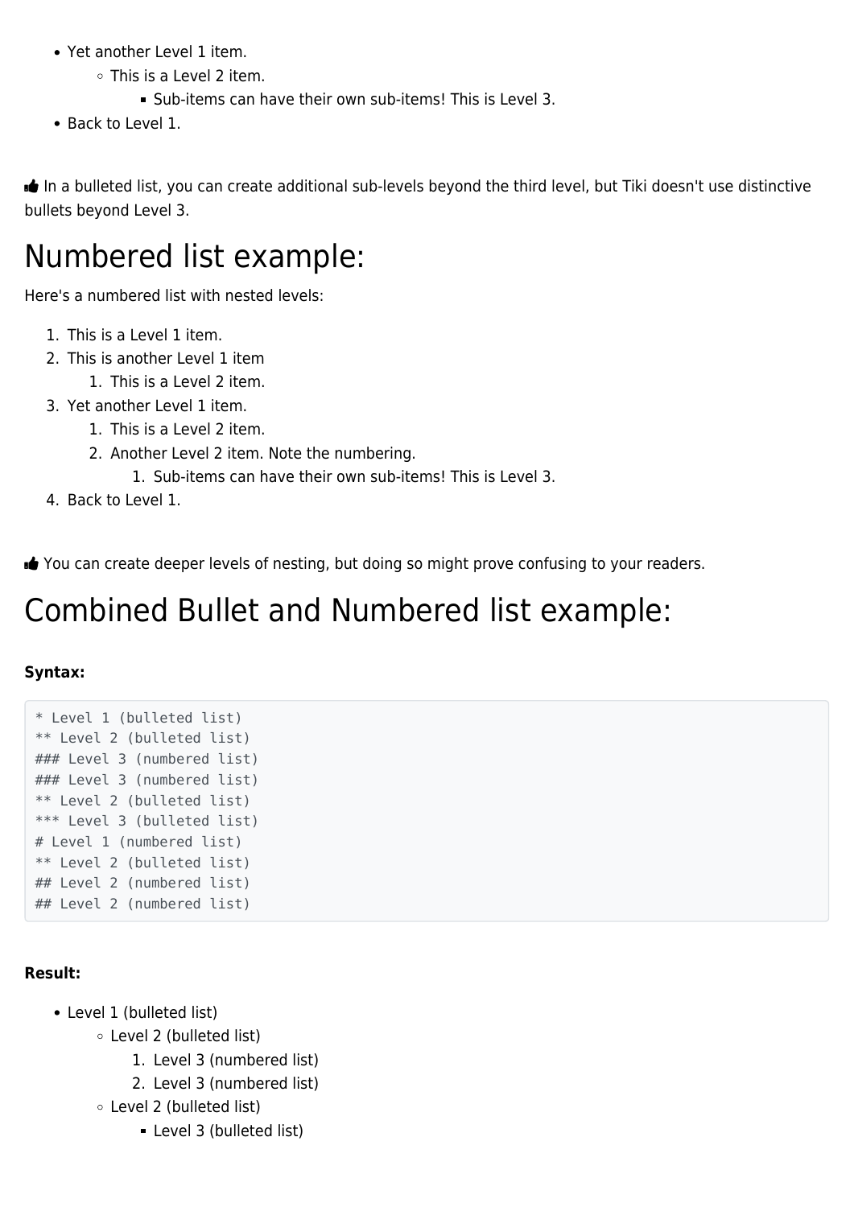- Yet another Level 1 item.
    - This is a Level 2 item.
        - Sub-items can have their own sub-items! This is Level 3.
- Back to Level 1.

👍 In a bulleted list, you can create additional sub-levels beyond the third level, but Tiki doesn't use distinctive bullets beyond Level 3.

# Numbered list example:

Here's a numbered list with nested levels:

1. This is a Level 1 item.
2. This is another Level 1 item
    1. This is a Level 2 item.
3. Yet another Level 1 item.
    1. This is a Level 2 item.
    2. Another Level 2 item. Note the numbering.
        1. Sub-items can have their own sub-items! This is Level 3.
4. Back to Level 1.

👍 You can create deeper levels of nesting, but doing so might prove confusing to your readers.

# Combined Bullet and Numbered list example:

**Syntax:**

```
* Level 1 (bulleted list)
** Level 2 (bulleted list)
### Level 3 (numbered list)
### Level 3 (numbered list)
** Level 2 (bulleted list)
*** Level 3 (bulleted list)
# Level 1 (numbered list)
** Level 2 (bulleted list)
## Level 2 (numbered list)
## Level 2 (numbered list)
```

**Result:**

- Level 1 (bulleted list)
    - Level 2 (bulleted list)
        1. Level 3 (numbered list)
        2. Level 3 (numbered list)
    - Level 2 (bulleted list)
        - Level 3 (bulleted list)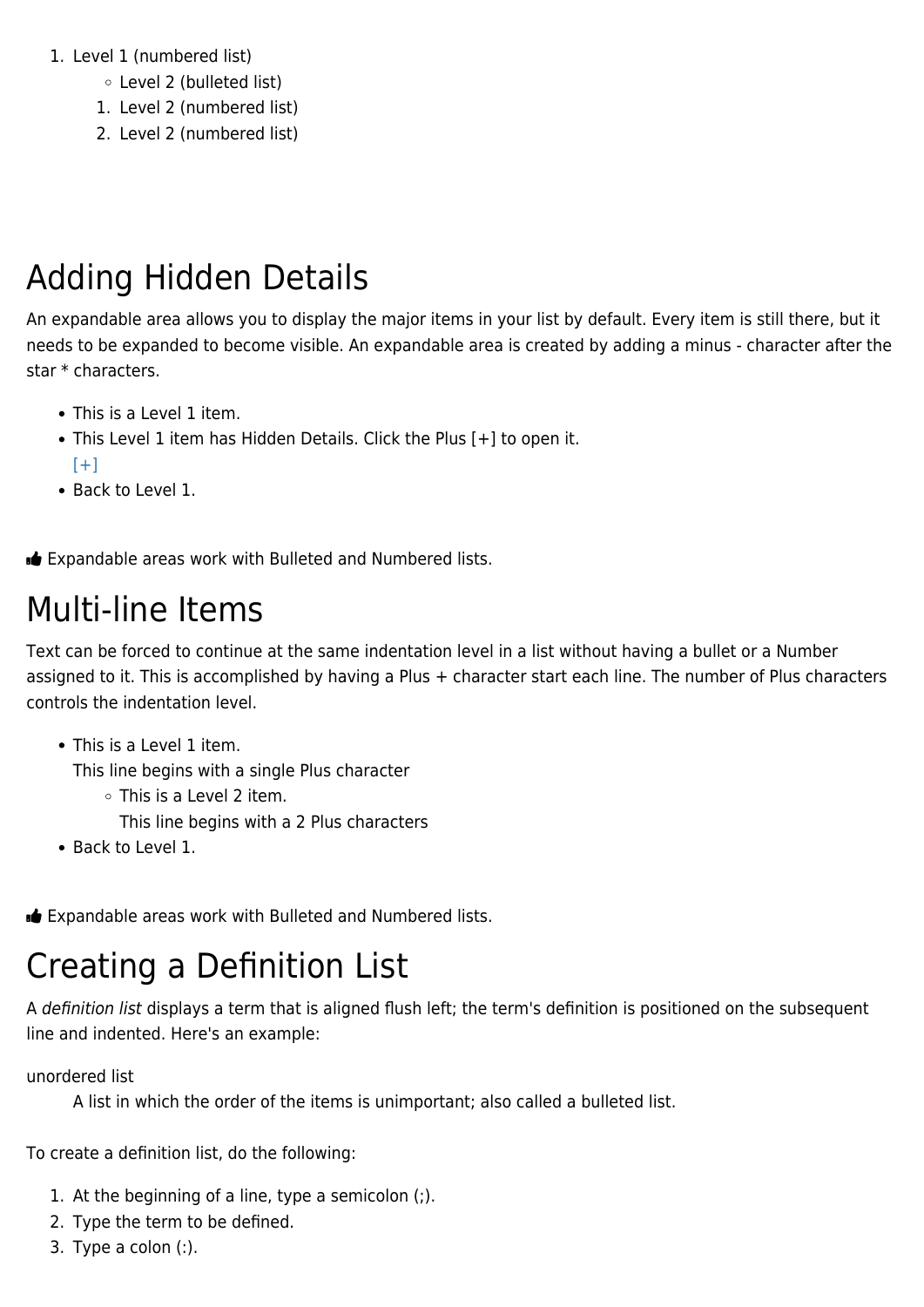1. Level 1 (numbered list)
    - Level 2 (bulleted list)
    1. Level 2 (numbered list)
    2. Level 2 (numbered list)

# Adding Hidden Details

An expandable area allows you to display the major items in your list by default. Every item is still there, but it needs to be expanded to become visible. An expandable area is created by adding a minus - character after the star * characters.

- This is a Level 1 item.
- This Level 1 item has Hidden Details. Click the Plus [+] to open it.
  [+]
- Back to Level 1.

👍 Expandable areas work with Bulleted and Numbered lists.

# Multi-line Items

Text can be forced to continue at the same indentation level in a list without having a bullet or a Number assigned to it. This is accomplished by having a Plus + character start each line. The number of Plus characters controls the indentation level.

- This is a Level 1 item.
  This line begins with a single Plus character
    - This is a Level 2 item.
      This line begins with a 2 Plus characters
- Back to Level 1.

👍 Expandable areas work with Bulleted and Numbered lists.

# Creating a Definition List

A *definition list* displays a term that is aligned flush left; the term's definition is positioned on the subsequent line and indented. Here's an example:

unordered list
: A list in which the order of the items is unimportant; also called a bulleted list.

To create a definition list, do the following:

1. At the beginning of a line, type a semicolon (;).
2. Type the term to be defined.
3. Type a colon (:).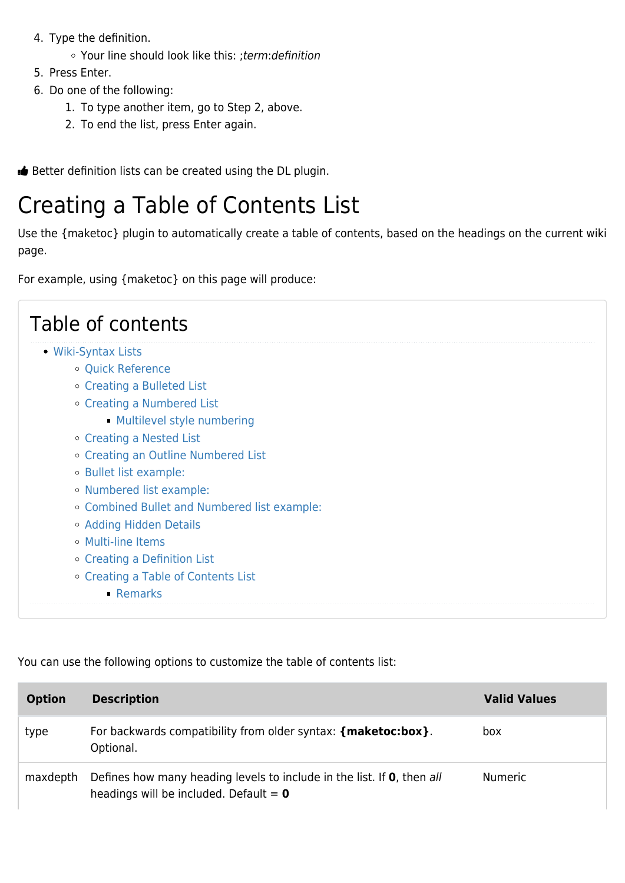4. Type the definition.
    - Your line should look like this: ;*term*:*definition*
5. Press Enter.
6. Do one of the following:
    1. To type another item, go to Step 2, above.
    2. To end the list, press Enter again.

Better definition lists can be created using the DL plugin.

# Creating a Table of Contents List

Use the {maketoc} plugin to automatically create a table of contents, based on the headings on the current wiki page.

For example, using {maketoc} on this page will produce:

## Table of contents

- Wiki-Syntax Lists
    - Quick Reference
    - Creating a Bulleted List
    - Creating a Numbered List
        - Multilevel style numbering
    - Creating a Nested List
    - Creating an Outline Numbered List
    - Bullet list example:
    - Numbered list example:
    - Combined Bullet and Numbered list example:
    - Adding Hidden Details
    - Multi-line Items
    - Creating a Definition List
    - Creating a Table of Contents List
        - Remarks

You can use the following options to customize the table of contents list:

| Option | Description | Valid Values |
| --- | --- | --- |
| type | For backwards compatibility from older syntax: **{maketoc:box}**. Optional. | box |
| maxdepth | Defines how many heading levels to include in the list. If **0**, then *all* headings will be included. Default = **0** | Numeric |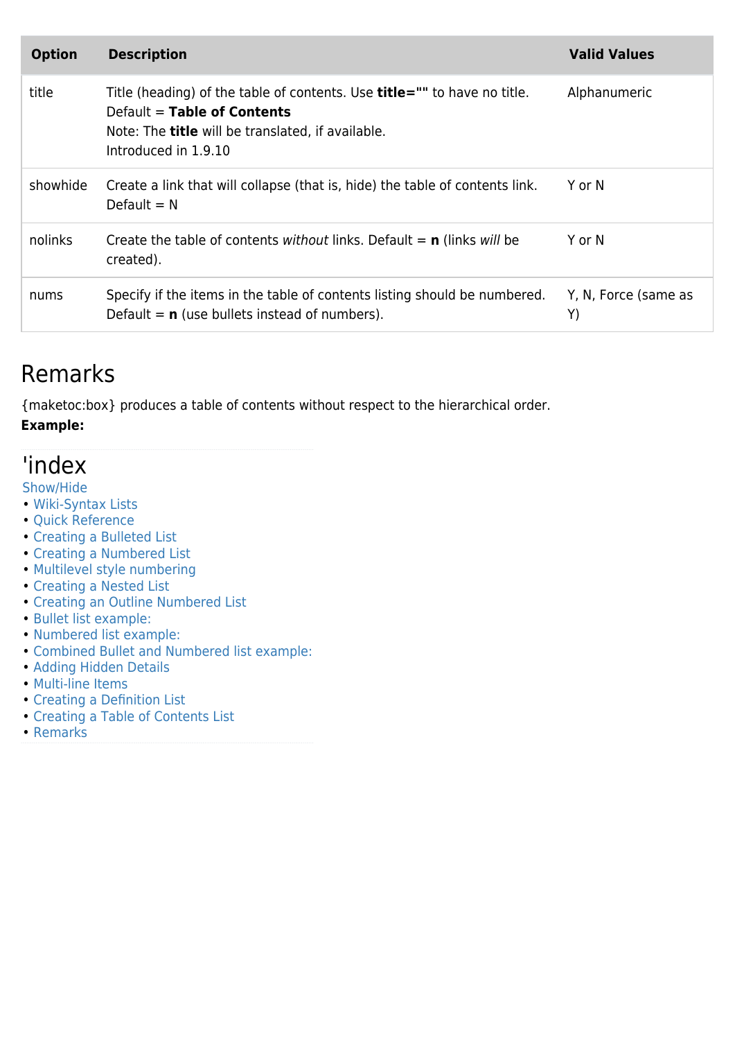| Option | Description | Valid Values |
| --- | --- | --- |
| title | Title (heading) of the table of contents. Use **title=""** to have no title.<br>Default = **Table of Contents**<br>Note: The **title** will be translated, if available.<br>Introduced in 1.9.10 | Alphanumeric |
| showhide | Create a link that will collapse (that is, hide) the table of contents link.<br>Default = N | Y or N |
| nolinks | Create the table of contents *without* links. Default = **n** (links *will* be created). | Y or N |
| nums | Specify if the items in the table of contents listing should be numbered.<br>Default = **n** (use bullets instead of numbers). | Y, N, Force (same as Y) |

## Remarks

{maketoc:box} produces a table of contents without respect to the hierarchical order.

**Example:**

'index

Show/Hide

- Wiki-Syntax Lists
- Quick Reference
- Creating a Bulleted List
- Creating a Numbered List
- Multilevel style numbering
- Creating a Nested List
- Creating an Outline Numbered List
- Bullet list example:
- Numbered list example:
- Combined Bullet and Numbered list example:
- Adding Hidden Details
- Multi-line Items
- Creating a Definition List
- Creating a Table of Contents List
- Remarks